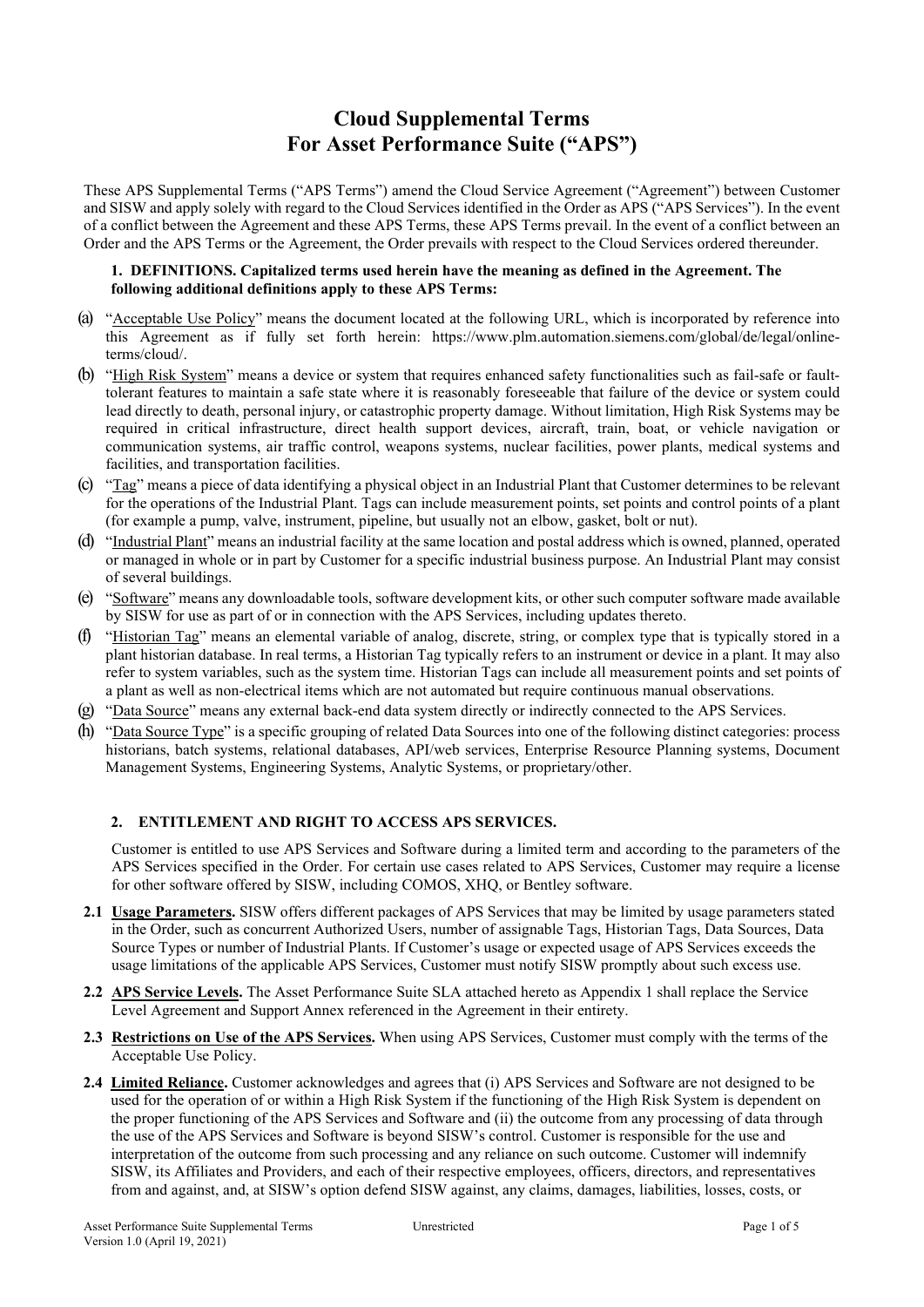# Cloud Supplemental Terms
# For Asset Performance Suite (“APS”)

These APS Supplemental Terms (“APS Terms”) amend the Cloud Service Agreement (“Agreement”) between Customer and SISW and apply solely with regard to the Cloud Services identified in the Order as APS (“APS Services”). In the event of a conflict between the Agreement and these APS Terms, these APS Terms prevail. In the event of a conflict between an Order and the APS Terms or the Agreement, the Order prevails with respect to the Cloud Services ordered thereunder.

**1. DEFINITIONS. Capitalized terms used herein have the meaning as defined in the Agreement. The following additional definitions apply to these APS Terms:**

(a) “Acceptable Use Policy” means the document located at the following URL, which is incorporated by reference into this Agreement as if fully set forth herein: https://www.plm.automation.siemens.com/global/de/legal/online-terms/cloud/.

(b) “High Risk System” means a device or system that requires enhanced safety functionalities such as fail-safe or fault-tolerant features to maintain a safe state where it is reasonably foreseeable that failure of the device or system could lead directly to death, personal injury, or catastrophic property damage. Without limitation, High Risk Systems may be required in critical infrastructure, direct health support devices, aircraft, train, boat, or vehicle navigation or communication systems, air traffic control, weapons systems, nuclear facilities, power plants, medical systems and facilities, and transportation facilities.

(c) “Tag” means a piece of data identifying a physical object in an Industrial Plant that Customer determines to be relevant for the operations of the Industrial Plant. Tags can include measurement points, set points and control points of a plant (for example a pump, valve, instrument, pipeline, but usually not an elbow, gasket, bolt or nut).

(d) “Industrial Plant” means an industrial facility at the same location and postal address which is owned, planned, operated or managed in whole or in part by Customer for a specific industrial business purpose. An Industrial Plant may consist of several buildings.

(e) “Software” means any downloadable tools, software development kits, or other such computer software made available by SISW for use as part of or in connection with the APS Services, including updates thereto.

(f) “Historian Tag” means an elemental variable of analog, discrete, string, or complex type that is typically stored in a plant historian database. In real terms, a Historian Tag typically refers to an instrument or device in a plant. It may also refer to system variables, such as the system time. Historian Tags can include all measurement points and set points of a plant as well as non-electrical items which are not automated but require continuous manual observations.

(g) “Data Source” means any external back-end data system directly or indirectly connected to the APS Services.

(h) “Data Source Type” is a specific grouping of related Data Sources into one of the following distinct categories: process historians, batch systems, relational databases, API/web services, Enterprise Resource Planning systems, Document Management Systems, Engineering Systems, Analytic Systems, or proprietary/other.

**2. ENTITLEMENT AND RIGHT TO ACCESS APS SERVICES.**

Customer is entitled to use APS Services and Software during a limited term and according to the parameters of the APS Services specified in the Order. For certain use cases related to APS Services, Customer may require a license for other software offered by SISW, including COMOS, XHQ, or Bentley software.

**2.1 Usage Parameters.** SISW offers different packages of APS Services that may be limited by usage parameters stated in the Order, such as concurrent Authorized Users, number of assignable Tags, Historian Tags, Data Sources, Data Source Types or number of Industrial Plants. If Customer’s usage or expected usage of APS Services exceeds the usage limitations of the applicable APS Services, Customer must notify SISW promptly about such excess use.

**2.2 APS Service Levels.** The Asset Performance Suite SLA attached hereto as Appendix 1 shall replace the Service Level Agreement and Support Annex referenced in the Agreement in their entirety.

**2.3 Restrictions on Use of the APS Services.** When using APS Services, Customer must comply with the terms of the Acceptable Use Policy.

**2.4 Limited Reliance.** Customer acknowledges and agrees that (i) APS Services and Software are not designed to be used for the operation of or within a High Risk System if the functioning of the High Risk System is dependent on the proper functioning of the APS Services and Software and (ii) the outcome from any processing of data through the use of the APS Services and Software is beyond SISW’s control. Customer is responsible for the use and interpretation of the outcome from such processing and any reliance on such outcome. Customer will indemnify SISW, its Affiliates and Providers, and each of their respective employees, officers, directors, and representatives from and against, and, at SISW’s option defend SISW against, any claims, damages, liabilities, losses, costs, or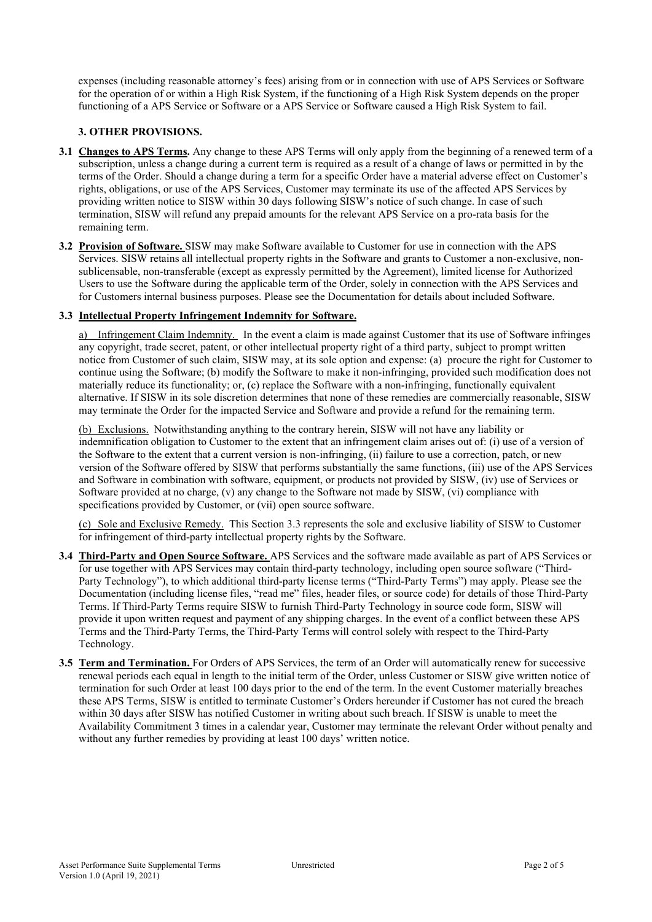expenses (including reasonable attorney's fees) arising from or in connection with use of APS Services or Software for the operation of or within a High Risk System, if the functioning of a High Risk System depends on the proper functioning of a APS Service or Software or a APS Service or Software caused a High Risk System to fail.

## 3. OTHER PROVISIONS.

**3.1** **Changes to APS Terms.** Any change to these APS Terms will only apply from the beginning of a renewed term of a subscription, unless a change during a current term is required as a result of a change of laws or permitted in by the terms of the Order. Should a change during a term for a specific Order have a material adverse effect on Customer's rights, obligations, or use of the APS Services, Customer may terminate its use of the affected APS Services by providing written notice to SISW within 30 days following SISW's notice of such change. In case of such termination, SISW will refund any prepaid amounts for the relevant APS Service on a pro-rata basis for the remaining term.

**3.2** **Provision of Software.** SISW may make Software available to Customer for use in connection with the APS Services. SISW retains all intellectual property rights in the Software and grants to Customer a non-exclusive, non-sublicensable, non-transferable (except as expressly permitted by the Agreement), limited license for Authorized Users to use the Software during the applicable term of the Order, solely in connection with the APS Services and for Customers internal business purposes. Please see the Documentation for details about included Software.

**3.3** **Intellectual Property Infringement Indemnity for Software.**

a) Infringement Claim Indemnity. In the event a claim is made against Customer that its use of Software infringes any copyright, trade secret, patent, or other intellectual property right of a third party, subject to prompt written notice from Customer of such claim, SISW may, at its sole option and expense: (a) procure the right for Customer to continue using the Software; (b) modify the Software to make it non-infringing, provided such modification does not materially reduce its functionality; or, (c) replace the Software with a non-infringing, functionally equivalent alternative. If SISW in its sole discretion determines that none of these remedies are commercially reasonable, SISW may terminate the Order for the impacted Service and Software and provide a refund for the remaining term.

(b) Exclusions. Notwithstanding anything to the contrary herein, SISW will not have any liability or indemnification obligation to Customer to the extent that an infringement claim arises out of: (i) use of a version of the Software to the extent that a current version is non-infringing, (ii) failure to use a correction, patch, or new version of the Software offered by SISW that performs substantially the same functions, (iii) use of the APS Services and Software in combination with software, equipment, or products not provided by SISW, (iv) use of Services or Software provided at no charge, (v) any change to the Software not made by SISW, (vi) compliance with specifications provided by Customer, or (vii) open source software.

(c) Sole and Exclusive Remedy. This Section 3.3 represents the sole and exclusive liability of SISW to Customer for infringement of third-party intellectual property rights by the Software.

**3.4** **Third-Party and Open Source Software.** APS Services and the software made available as part of APS Services or for use together with APS Services may contain third-party technology, including open source software ("Third-Party Technology"), to which additional third-party license terms ("Third-Party Terms") may apply. Please see the Documentation (including license files, "read me" files, header files, or source code) for details of those Third-Party Terms. If Third-Party Terms require SISW to furnish Third-Party Technology in source code form, SISW will provide it upon written request and payment of any shipping charges. In the event of a conflict between these APS Terms and the Third-Party Terms, the Third-Party Terms will control solely with respect to the Third-Party Technology.

**3.5** **Term and Termination.** For Orders of APS Services, the term of an Order will automatically renew for successive renewal periods each equal in length to the initial term of the Order, unless Customer or SISW give written notice of termination for such Order at least 100 days prior to the end of the term. In the event Customer materially breaches these APS Terms, SISW is entitled to terminate Customer's Orders hereunder if Customer has not cured the breach within 30 days after SISW has notified Customer in writing about such breach. If SISW is unable to meet the Availability Commitment 3 times in a calendar year, Customer may terminate the relevant Order without penalty and without any further remedies by providing at least 100 days' written notice.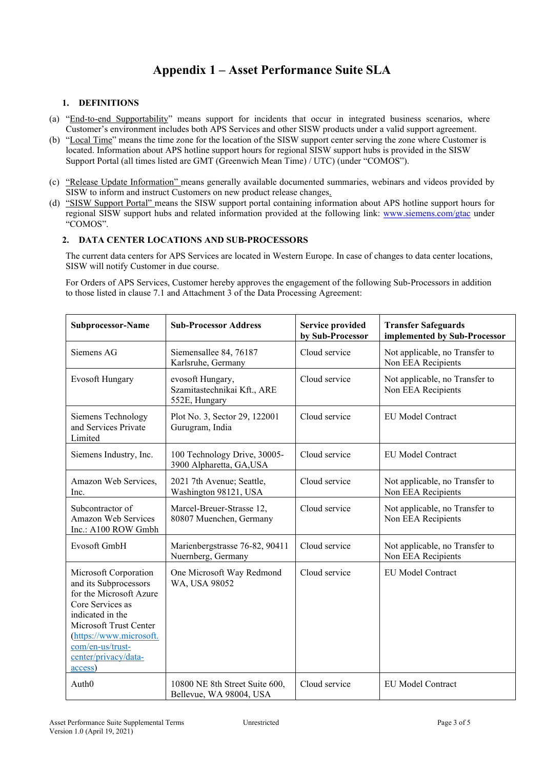# Appendix 1 – Asset Performance Suite SLA

## 1. DEFINITIONS

(a) "End-to-end Supportability" means support for incidents that occur in integrated business scenarios, where Customer's environment includes both APS Services and other SISW products under a valid support agreement.

(b) "Local Time" means the time zone for the location of the SISW support center serving the zone where Customer is located. Information about APS hotline support hours for regional SISW support hubs is provided in the SISW Support Portal (all times listed are GMT (Greenwich Mean Time) / UTC) (under "COMOS").

(c) "Release Update Information" means generally available documented summaries, webinars and videos provided by SISW to inform and instruct Customers on new product release changes.

(d) "SISW Support Portal" means the SISW support portal containing information about APS hotline support hours for regional SISW support hubs and related information provided at the following link: www.siemens.com/gtac under "COMOS".

## 2. DATA CENTER LOCATIONS AND SUB-PROCESSORS

The current data centers for APS Services are located in Western Europe. In case of changes to data center locations, SISW will notify Customer in due course.

For Orders of APS Services, Customer hereby approves the engagement of the following Sub-Processors in addition to those listed in clause 7.1 and Attachment 3 of the Data Processing Agreement:

| Subprocessor-Name | Sub-Processor Address | Service provided by Sub-Processor | Transfer Safeguards implemented by Sub-Processor |
|---|---|---|---|
| Siemens AG | Siemensallee 84, 76187 Karlsruhe, Germany | Cloud service | Not applicable, no Transfer to Non EEA Recipients |
| Evosoft Hungary | evosoft Hungary, Szamitastechnikai Kft., ARE 552E, Hungary | Cloud service | Not applicable, no Transfer to Non EEA Recipients |
| Siemens Technology and Services Private Limited | Plot No. 3, Sector 29, 122001 Gurugram, India | Cloud service | EU Model Contract |
| Siemens Industry, Inc. | 100 Technology Drive, 30005-3900 Alpharetta, GA,USA | Cloud service | EU Model Contract |
| Amazon Web Services, Inc. | 2021 7th Avenue; Seattle, Washington 98121, USA | Cloud service | Not applicable, no Transfer to Non EEA Recipients |
| Subcontractor of Amazon Web Services Inc.: A100 ROW Gmbh | Marcel-Breuer-Strasse 12, 80807 Muenchen, Germany | Cloud service | Not applicable, no Transfer to Non EEA Recipients |
| Evosoft GmbH | Marienbergstrasse 76-82, 90411 Nuernberg, Germany | Cloud service | Not applicable, no Transfer to Non EEA Recipients |
| Microsoft Corporation and its Subprocessors for the Microsoft Azure Core Services as indicated in the Microsoft Trust Center (https://www.microsoft.com/en-us/trust-center/privacy/data-access) | One Microsoft Way Redmond WA, USA 98052 | Cloud service | EU Model Contract |
| Auth0 | 10800 NE 8th Street Suite 600, Bellevue, WA 98004, USA | Cloud service | EU Model Contract |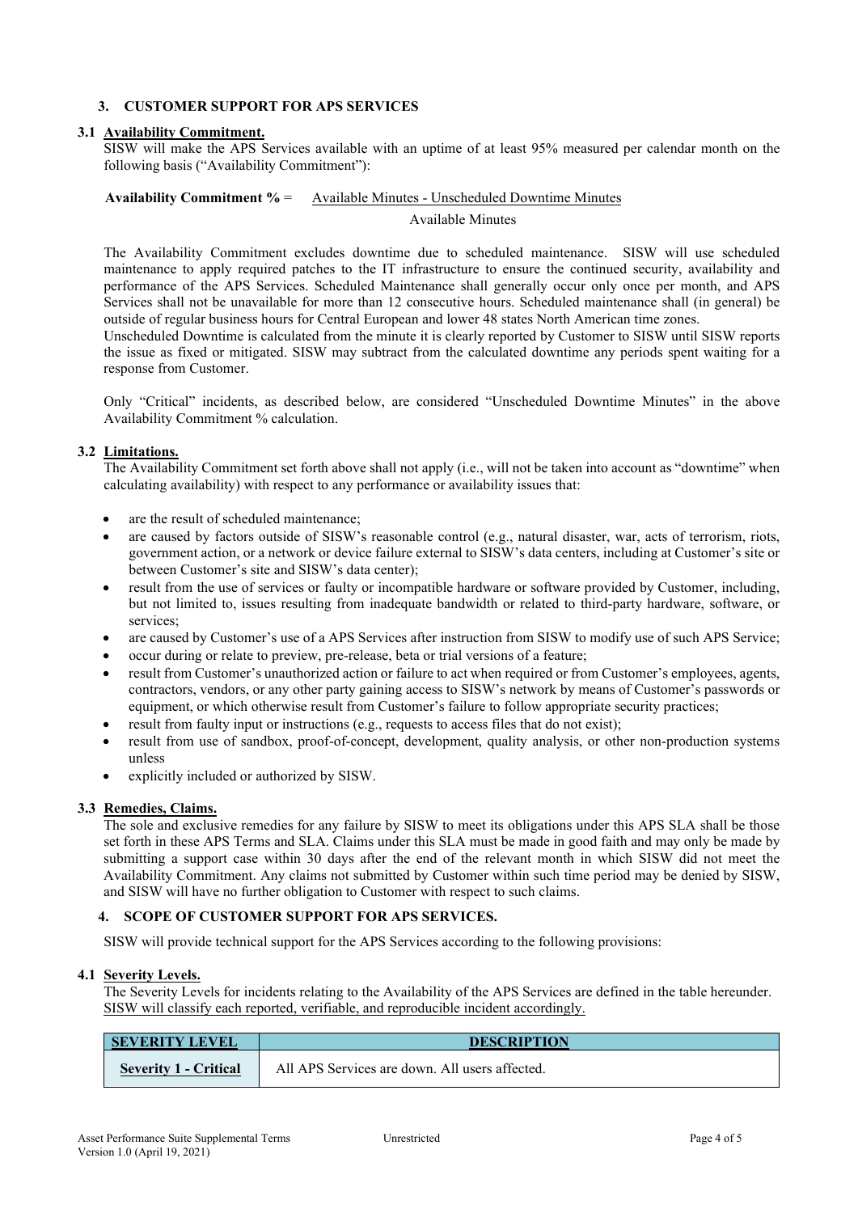## 3. CUSTOMER SUPPORT FOR APS SERVICES

### 3.1 Availability Commitment.

SISW will make the APS Services available with an uptime of at least 95% measured per calendar month on the following basis ("Availability Commitment"):

$$\textbf{Availability Commitment \%} = \frac{\text{Available Minutes - Unscheduled Downtime Minutes}}{\text{Available Minutes}}$$

The Availability Commitment excludes downtime due to scheduled maintenance. SISW will use scheduled maintenance to apply required patches to the IT infrastructure to ensure the continued security, availability and performance of the APS Services. Scheduled Maintenance shall generally occur only once per month, and APS Services shall not be unavailable for more than 12 consecutive hours. Scheduled maintenance shall (in general) be outside of regular business hours for Central European and lower 48 states North American time zones.

Unscheduled Downtime is calculated from the minute it is clearly reported by Customer to SISW until SISW reports the issue as fixed or mitigated. SISW may subtract from the calculated downtime any periods spent waiting for a response from Customer.

Only "Critical" incidents, as described below, are considered "Unscheduled Downtime Minutes" in the above Availability Commitment % calculation.

### 3.2 Limitations.

The Availability Commitment set forth above shall not apply (i.e., will not be taken into account as "downtime" when calculating availability) with respect to any performance or availability issues that:

- are the result of scheduled maintenance;
- are caused by factors outside of SISW's reasonable control (e.g., natural disaster, war, acts of terrorism, riots, government action, or a network or device failure external to SISW's data centers, including at Customer's site or between Customer's site and SISW's data center);
- result from the use of services or faulty or incompatible hardware or software provided by Customer, including, but not limited to, issues resulting from inadequate bandwidth or related to third-party hardware, software, or services;
- are caused by Customer's use of a APS Services after instruction from SISW to modify use of such APS Service;
- occur during or relate to preview, pre-release, beta or trial versions of a feature;
- result from Customer's unauthorized action or failure to act when required or from Customer's employees, agents, contractors, vendors, or any other party gaining access to SISW's network by means of Customer's passwords or equipment, or which otherwise result from Customer's failure to follow appropriate security practices;
- result from faulty input or instructions (e.g., requests to access files that do not exist);
- result from use of sandbox, proof-of-concept, development, quality analysis, or other non-production systems unless
- explicitly included or authorized by SISW.

### 3.3 Remedies, Claims.

The sole and exclusive remedies for any failure by SISW to meet its obligations under this APS SLA shall be those set forth in these APS Terms and SLA. Claims under this SLA must be made in good faith and may only be made by submitting a support case within 30 days after the end of the relevant month in which SISW did not meet the Availability Commitment. Any claims not submitted by Customer within such time period may be denied by SISW, and SISW will have no further obligation to Customer with respect to such claims.

## 4. SCOPE OF CUSTOMER SUPPORT FOR APS SERVICES.

SISW will provide technical support for the APS Services according to the following provisions:

### 4.1 Severity Levels.

The Severity Levels for incidents relating to the Availability of the APS Services are defined in the table hereunder. SISW will classify each reported, verifiable, and reproducible incident accordingly.

| SEVERITY LEVEL | DESCRIPTION |
|---|---|
| Severity 1 - Critical | All APS Services are down. All users affected. |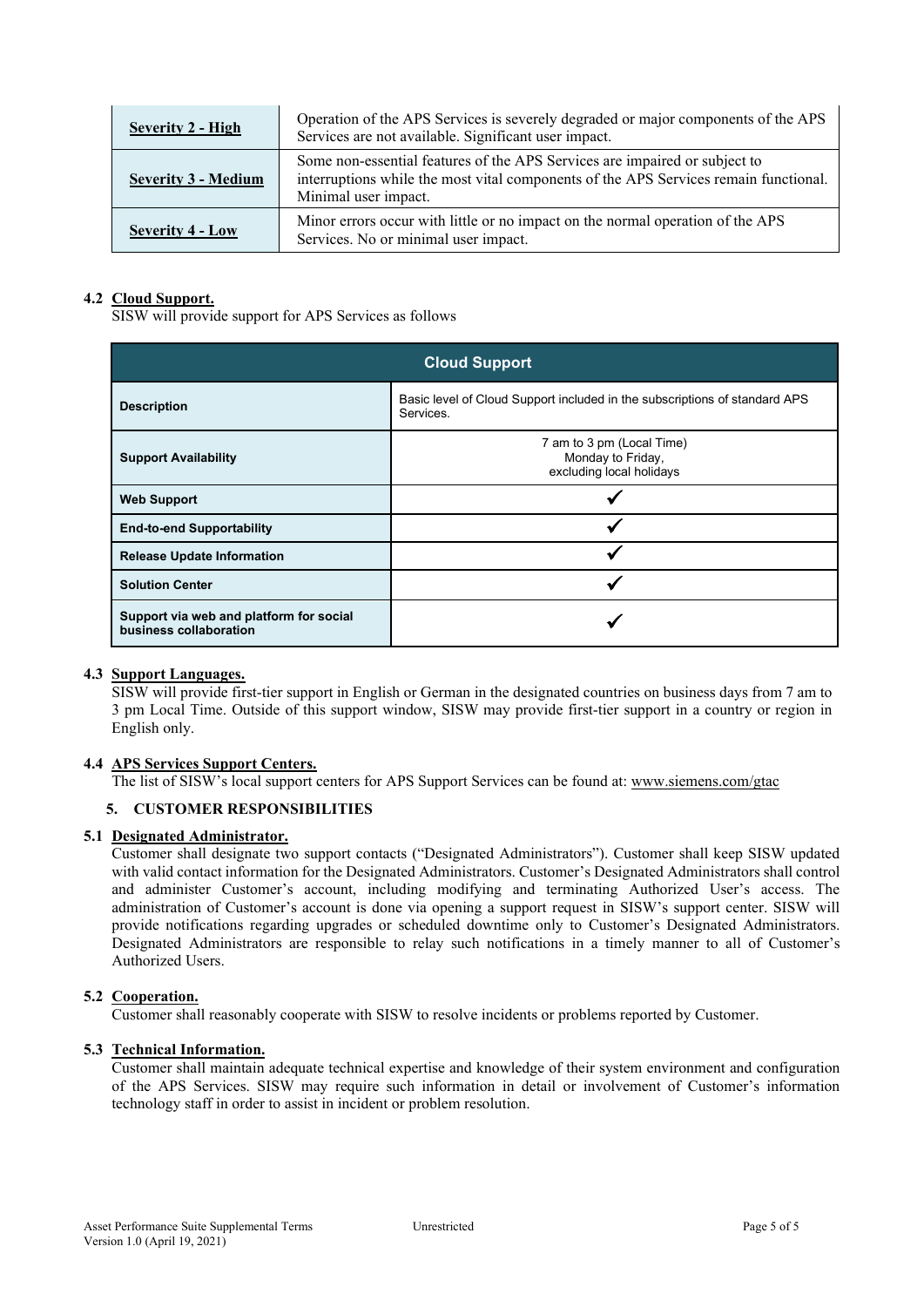| | |
|---|---|
| **Severity 2 - High** | Operation of the APS Services is severely degraded or major components of the APS Services are not available. Significant user impact. |
| **Severity 3 - Medium** | Some non-essential features of the APS Services are impaired or subject to interruptions while the most vital components of the APS Services remain functional. Minimal user impact. |
| **Severity 4 - Low** | Minor errors occur with little or no impact on the normal operation of the APS Services. No or minimal user impact. |

**4.2 Cloud Support.**
SISW will provide support for APS Services as follows

| **Cloud Support** | |
|---|---|
| **Description** | Basic level of Cloud Support included in the subscriptions of standard APS Services. |
| **Support Availability** | 7 am to 3 pm (Local Time)<br>Monday to Friday,<br>excluding local holidays |
| **Web Support** | ✓ |
| **End-to-end Supportability** | ✓ |
| **Release Update Information** | ✓ |
| **Solution Center** | ✓ |
| **Support via web and platform for social business collaboration** | ✓ |

**4.3 Support Languages.**
SISW will provide first-tier support in English or German in the designated countries on business days from 7 am to 3 pm Local Time. Outside of this support window, SISW may provide first-tier support in a country or region in English only.

**4.4 APS Services Support Centers.**
The list of SISW's local support centers for APS Support Services can be found at: www.siemens.com/gtac

## 5. CUSTOMER RESPONSIBILITIES

**5.1 Designated Administrator.**
Customer shall designate two support contacts ("Designated Administrators"). Customer shall keep SISW updated with valid contact information for the Designated Administrators. Customer's Designated Administrators shall control and administer Customer's account, including modifying and terminating Authorized User's access. The administration of Customer's account is done via opening a support request in SISW's support center. SISW will provide notifications regarding upgrades or scheduled downtime only to Customer's Designated Administrators. Designated Administrators are responsible to relay such notifications in a timely manner to all of Customer's Authorized Users.

**5.2 Cooperation.**
Customer shall reasonably cooperate with SISW to resolve incidents or problems reported by Customer.

**5.3 Technical Information.**
Customer shall maintain adequate technical expertise and knowledge of their system environment and configuration of the APS Services. SISW may require such information in detail or involvement of Customer's information technology staff in order to assist in incident or problem resolution.